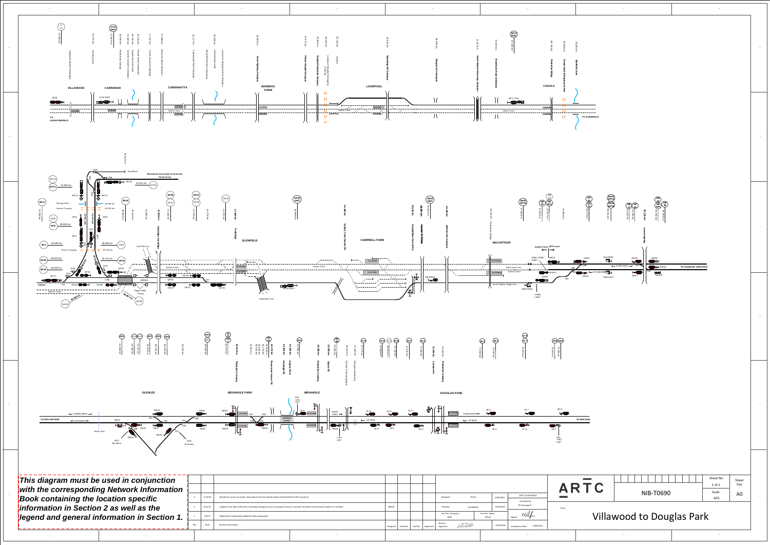# Villawood to Douglas Park

**This diagram must be used in conjunction with the corresponding Network Information Book containing the location specific information in Section 2 as well as the legend and general information in Section 1.**

## Section 1: Villawood – Casula

Stations: VILLAWOOD, CARRAMAR, CABRAMATTA, WARWICK FARM, LIVERPOOL, CASULA

- TO LEIGHTONFIELD
- TO GLENFIELD

Signals: LF12, LF12 DIST, GF17 Dist.

Locations:

- Villawood Station Footbridge
- Hector Drive
- Pedestrian Subway
- Woodville Road Overpass
- Railway Street Footbridge
- Prospect Creek
- Hume Highway Overpass
- Liverpool Hospital Pedestrian Crossing
- Viaduct
- Newbridge Road Overpass
- Casula Road Underpass
- Pedestrian Bridge
- Georges River
- Glenfield Creek

## Section 2: Glenfield – Macarthur

Stations: GLENFIELD, CAMPBELLTOWN, MACARTHUR

- Moorebank Intermodal Terminal Lead
- Moorebank Intermodal Terminal Line
- Stop Block
- TO GLENLEE JUNCTION

Signals: MT13, MT11, MT15, MT16, MT3, MT1, GF17, GF22, GF24, GF26, GF27, GF19, GF20, GF21, GF23, GF18, GF25, GF20 DIST, GB25 DIST, GB25, GB27, GB28, GB29, GB30, GB31, GB33, GB34, GB35, GB36, GB37, GB38, GB39

Speeds and kilometrages:

- 40.826 km
- 40.302 km
- 39.848 km
- 38.808 km
- 39.774 km
- 39.626 km
- 39.701 km
- 39.580 km
- 39.500 km

Other labels:

- Georges River
- Service Crossing
- East Hills Line
- Sydney Trains
- Sydney Trains / ARTC Lease
- Single Slip Crossing
- Leppington Line
- South Sydney Freight Line
- Main South Line
- Cambridge Avenue Bridge
- Footbridge
- Sydney Trains Service Rd
- Campbelltown Service Rd
- Narellan Rd Bridge
- Gilchrist Drive Overpass
- Pedestrian Bridge
- Hume Highway
- ENO YARD LIMIT
- YARD LIMIT
- CASULA

## Section 3: Glenlee – Douglas Park

Stations: GLENLEE, MENANGLE PARK, MENANGLE, DOUGLAS PARK

- TO MACARTHUR
- TO MALDON
- DOWN MAIN
- UP MAIN
- ENO YARD LIMIT
- YARD LIMIT
- Water Pipe
- ARTC Boundary
- MENANGLE SIDING

Signals: GB41, GB32, GB37, GB39, GB50, GB52, GB53, GB54, GB56, GB57, GB58, 42.5, 42.6, 43.7, 45.2, 46.3, 46.4, 47.7, 47.8, 48.9, 49.0

Locations:

- Pedestrian Crossing
- Menangle Rd
- Nepean River
- Pedestrian Access Rd
- Station Rd
- Service Crossing (Siding)
- Camden Rd

## Revision History

| Rev | Date | Revision Description | Designed | Checked | Ind. Rev | Approved |
|---|---|---|---|---|---|---|
| 3 | 11/3/20 | Glenlee 91 points corrected, Moorebank Terminal details added at Glenfield & ETSP connections | | | | |
| 2 | 29/1/19 | Updates from data verification including emergency access crossings at Casula, Liverpool, Glenfield and Liverpool viaduct at Liverpool | DBOC2 | | | |
| 1 | 9/8/17 | Villawood to Cabramatta added & sheet reorganised | | | | |

| | | | |
|---|---|---|---|
| Designed | B HILL | 2/09/2016 | ARTC ACCEPTANCE |
| Checked | J SPARROW | 2/09/2016 | Accepted by Phil Campbell |
| Ind. Rev. Company ARTC | Ind. Rev. Name K Bath | | Signed |
| Review Signature | | 2/09/2016 | Acceptance Date 2/09/2016 |

**ARTC**

Drawing No: NIB-T0690

Sheet No: 1 of 1

Sheet Size: A0

Scale: NTS

TITLE: Villawood to Douglas Park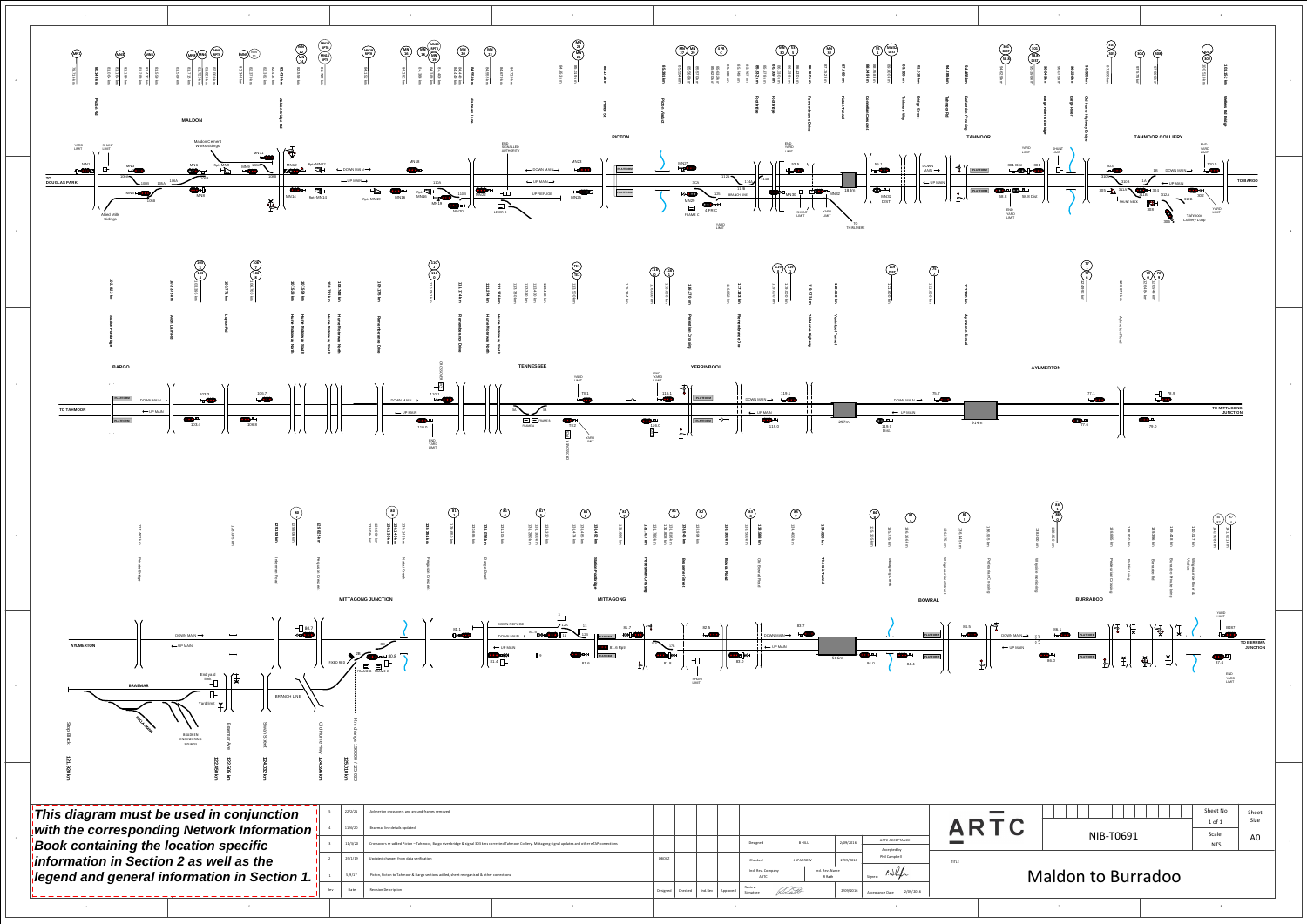This diagram must be used in conjunction with the corresponding Network Information Book containing the location specific information in Section 2 as well as the legend and general information in Section 1.

MALDON

PICTON

TAHMOOR

TAHMOOR COLLIERY

BARGO

TENNESSEE

YERRINBOOL

AYLMERTON

MITTAGONG JUNCTION

MITTAGONG

BOWRAL

BURRADOO

| Rev | Date | Revision Description |
|---|---|---|
| 5 | 22/2/21 | Aylmerton crossovers and ground frames removed |
| 4 | 11/6/20 | Braemar line details updated |
| 3 | 11/5/20 | Crossovers re added Picton – Tahmoor, Bargo river bridge & signal 100 km corrected Tahmoor Colliery. Mittagong signal updates and other ETAP corrections |
| 2 | 20/1/19 | Updated changes from data verification |
| 1 | 5/9/17 | Picton, Picton to Tahmoor & Bargo sections added, sheet reorganised & other corrections |

| | | | |
|---|---|---|---|
| Designed | B HILL | 2/09/2016 | ARTC ACCEPTANCE |
| Checked | J SPIAKOW | 2/09/2016 | Accepted by Phil Campbell |
| Ind. Rev. Company ARTC | Ind. Rev. Name K Roth | | Signed |
| Review Signature | | 2/09/2016 | Acceptance Date 2/09/2016 |

ARTC

NIB-T0691

Sheet No 1 of 1

Size A0

Scale NTS

TITLE

Maldon to Burradoo